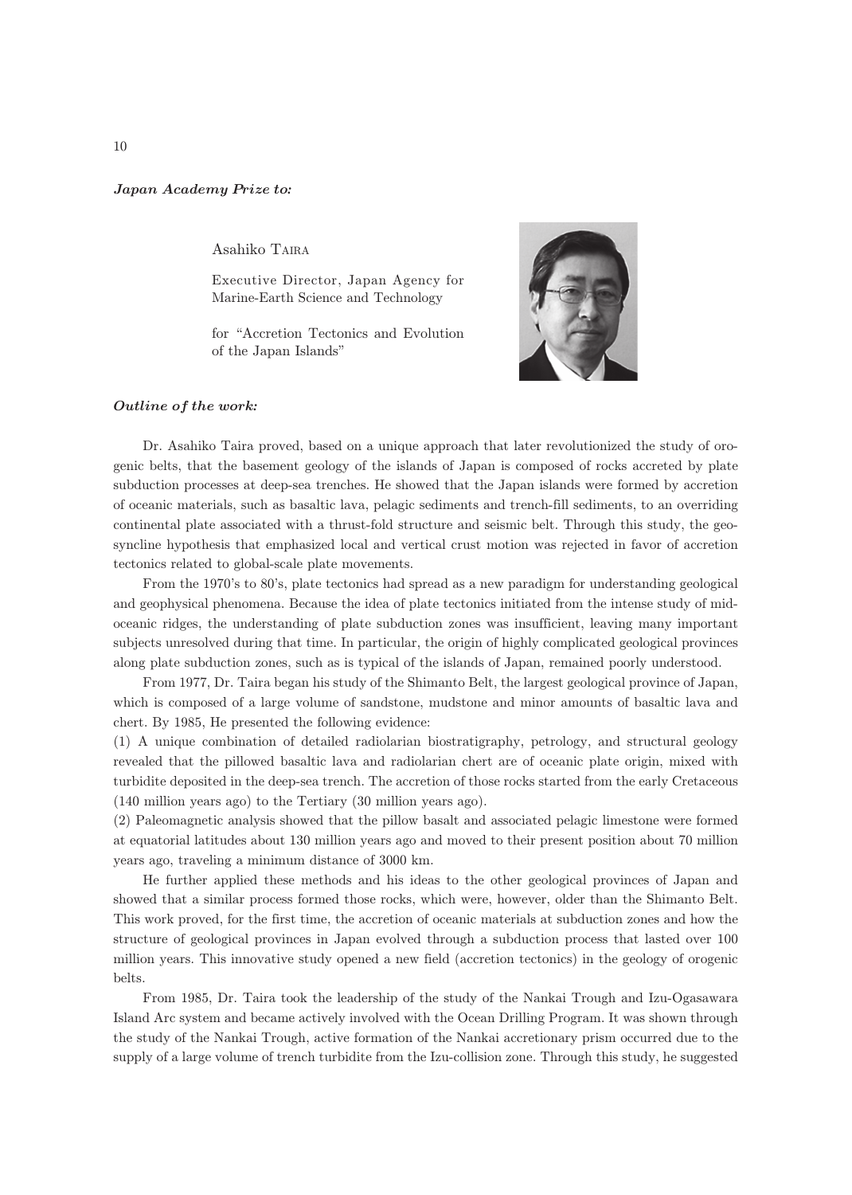***Japan Academy Prize to:***

Asahiko Taira

Executive Director, Japan Agency for Marine-Earth Science and Technology

for "Accretion Tectonics and Evolution of the Japan Islands"

***Outline of the work:***

Dr. Asahiko Taira proved, based on a unique approach that later revolutionized the study of orogenic belts, that the basement geology of the islands of Japan is composed of rocks accreted by plate subduction processes at deep-sea trenches. He showed that the Japan islands were formed by accretion of oceanic materials, such as basaltic lava, pelagic sediments and trench-fill sediments, to an overriding continental plate associated with a thrust-fold structure and seismic belt. Through this study, the geosyncline hypothesis that emphasized local and vertical crust motion was rejected in favor of accretion tectonics related to global-scale plate movements.

From the 1970's to 80's, plate tectonics had spread as a new paradigm for understanding geological and geophysical phenomena. Because the idea of plate tectonics initiated from the intense study of mid-oceanic ridges, the understanding of plate subduction zones was insufficient, leaving many important subjects unresolved during that time. In particular, the origin of highly complicated geological provinces along plate subduction zones, such as is typical of the islands of Japan, remained poorly understood.

From 1977, Dr. Taira began his study of the Shimanto Belt, the largest geological province of Japan, which is composed of a large volume of sandstone, mudstone and minor amounts of basaltic lava and chert. By 1985, He presented the following evidence:

(1) A unique combination of detailed radiolarian biostratigraphy, petrology, and structural geology revealed that the pillowed basaltic lava and radiolarian chert are of oceanic plate origin, mixed with turbidite deposited in the deep-sea trench. The accretion of those rocks started from the early Cretaceous (140 million years ago) to the Tertiary (30 million years ago).

(2) Paleomagnetic analysis showed that the pillow basalt and associated pelagic limestone were formed at equatorial latitudes about 130 million years ago and moved to their present position about 70 million years ago, traveling a minimum distance of 3000 km.

He further applied these methods and his ideas to the other geological provinces of Japan and showed that a similar process formed those rocks, which were, however, older than the Shimanto Belt. This work proved, for the first time, the accretion of oceanic materials at subduction zones and how the structure of geological provinces in Japan evolved through a subduction process that lasted over 100 million years. This innovative study opened a new field (accretion tectonics) in the geology of orogenic belts.

From 1985, Dr. Taira took the leadership of the study of the Nankai Trough and Izu-Ogasawara Island Arc system and became actively involved with the Ocean Drilling Program. It was shown through the study of the Nankai Trough, active formation of the Nankai accretionary prism occurred due to the supply of a large volume of trench turbidite from the Izu-collision zone. Through this study, he suggested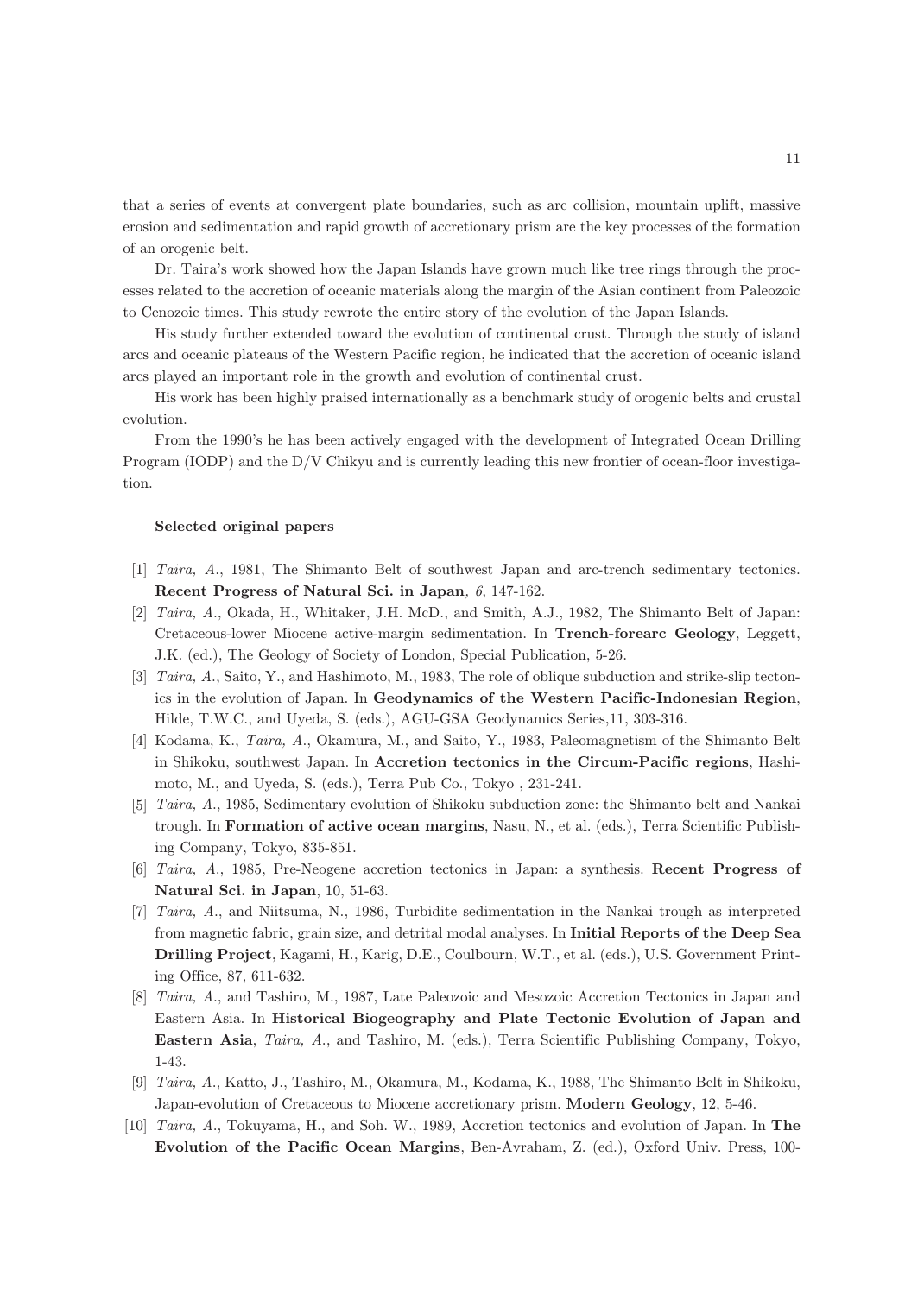that a series of events at convergent plate boundaries, such as arc collision, mountain uplift, massive erosion and sedimentation and rapid growth of accretionary prism are the key processes of the formation of an orogenic belt.

Dr. Taira's work showed how the Japan Islands have grown much like tree rings through the processes related to the accretion of oceanic materials along the margin of the Asian continent from Paleozoic to Cenozoic times. This study rewrote the entire story of the evolution of the Japan Islands.

His study further extended toward the evolution of continental crust. Through the study of island arcs and oceanic plateaus of the Western Pacific region, he indicated that the accretion of oceanic island arcs played an important role in the growth and evolution of continental crust.

His work has been highly praised internationally as a benchmark study of orogenic belts and crustal evolution.

From the 1990's he has been actively engaged with the development of Integrated Ocean Drilling Program (IODP) and the D/V Chikyu and is currently leading this new frontier of ocean-floor investigation.

#### Selected original papers

[1] *Taira, A.*, 1981, The Shimanto Belt of southwest Japan and arc-trench sedimentary tectonics. **Recent Progress of Natural Sci. in Japan**, *6*, 147-162.

[2] *Taira, A.*, Okada, H., Whitaker, J.H. McD., and Smith, A.J., 1982, The Shimanto Belt of Japan: Cretaceous-lower Miocene active-margin sedimentation. In **Trench-forearc Geology**, Leggett, J.K. (ed.), The Geology of Society of London, Special Publication, 5-26.

[3] *Taira, A.*, Saito, Y., and Hashimoto, M., 1983, The role of oblique subduction and strike-slip tectonics in the evolution of Japan. In **Geodynamics of the Western Pacific-Indonesian Region**, Hilde, T.W.C., and Uyeda, S. (eds.), AGU-GSA Geodynamics Series,11, 303-316.

[4] Kodama, K., *Taira, A.*, Okamura, M., and Saito, Y., 1983, Paleomagnetism of the Shimanto Belt in Shikoku, southwest Japan. In **Accretion tectonics in the Circum-Pacific regions**, Hashimoto, M., and Uyeda, S. (eds.), Terra Pub Co., Tokyo , 231-241.

[5] *Taira, A.*, 1985, Sedimentary evolution of Shikoku subduction zone: the Shimanto belt and Nankai trough. In **Formation of active ocean margins**, Nasu, N., et al. (eds.), Terra Scientific Publishing Company, Tokyo, 835-851.

[6] *Taira, A.*, 1985, Pre-Neogene accretion tectonics in Japan: a synthesis. **Recent Progress of Natural Sci. in Japan**, 10, 51-63.

[7] *Taira, A.*, and Niitsuma, N., 1986, Turbidite sedimentation in the Nankai trough as interpreted from magnetic fabric, grain size, and detrital modal analyses. In **Initial Reports of the Deep Sea Drilling Project**, Kagami, H., Karig, D.E., Coulbourn, W.T., et al. (eds.), U.S. Government Printing Office, 87, 611-632.

[8] *Taira, A.*, and Tashiro, M., 1987, Late Paleozoic and Mesozoic Accretion Tectonics in Japan and Eastern Asia. In **Historical Biogeography and Plate Tectonic Evolution of Japan and Eastern Asia**, *Taira, A.*, and Tashiro, M. (eds.), Terra Scientific Publishing Company, Tokyo, 1-43.

[9] *Taira, A.*, Katto, J., Tashiro, M., Okamura, M., Kodama, K., 1988, The Shimanto Belt in Shikoku, Japan-evolution of Cretaceous to Miocene accretionary prism. **Modern Geology**, 12, 5-46.

[10] *Taira, A.*, Tokuyama, H., and Soh. W., 1989, Accretion tectonics and evolution of Japan. In **The Evolution of the Pacific Ocean Margins**, Ben-Avraham, Z. (ed.), Oxford Univ. Press, 100-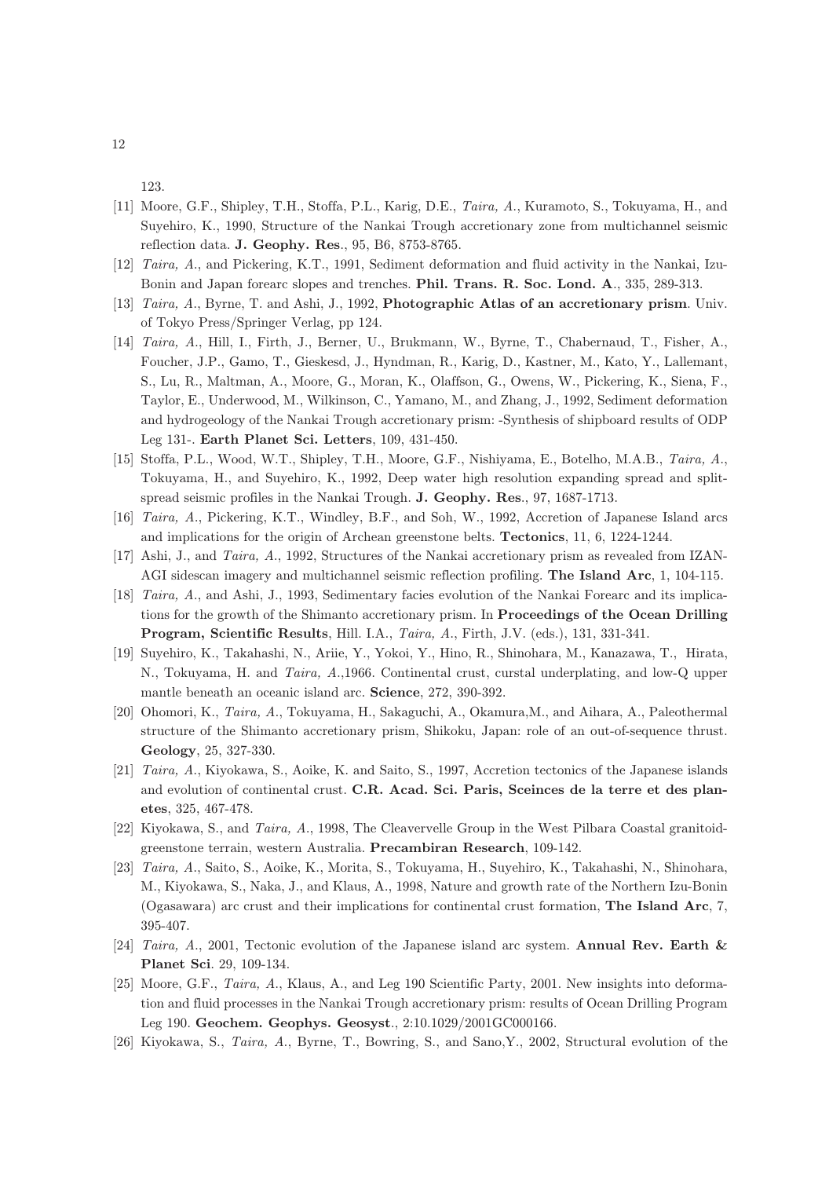123.

[11] Moore, G.F., Shipley, T.H., Stoffa, P.L., Karig, D.E., *Taira, A.*, Kuramoto, S., Tokuyama, H., and Suyehiro, K., 1990, Structure of the Nankai Trough accretionary zone from multichannel seismic reflection data. **J. Geophy. Res.**, 95, B6, 8753-8765.

[12] *Taira, A.*, and Pickering, K.T., 1991, Sediment deformation and fluid activity in the Nankai, Izu-Bonin and Japan forearc slopes and trenches. **Phil. Trans. R. Soc. Lond. A**., 335, 289-313.

[13] *Taira, A.*, Byrne, T. and Ashi, J., 1992, **Photographic Atlas of an accretionary prism**. Univ. of Tokyo Press/Springer Verlag, pp 124.

[14] *Taira, A.*, Hill, I., Firth, J., Berner, U., Brukmann, W., Byrne, T., Chabernaud, T., Fisher, A., Foucher, J.P., Gamo, T., Gieskesd, J., Hyndman, R., Karig, D., Kastner, M., Kato, Y., Lallemant, S., Lu, R., Maltman, A., Moore, G., Moran, K., Olaffson, G., Owens, W., Pickering, K., Siena, F., Taylor, E., Underwood, M., Wilkinson, C., Yamano, M., and Zhang, J., 1992, Sediment deformation and hydrogeology of the Nankai Trough accretionary prism: -Synthesis of shipboard results of ODP Leg 131-. **Earth Planet Sci. Letters**, 109, 431-450.

[15] Stoffa, P.L., Wood, W.T., Shipley, T.H., Moore, G.F., Nishiyama, E., Botelho, M.A.B., *Taira, A.*, Tokuyama, H., and Suyehiro, K., 1992, Deep water high resolution expanding spread and split-spread seismic profiles in the Nankai Trough. **J. Geophy. Res**., 97, 1687-1713.

[16] *Taira, A.*, Pickering, K.T., Windley, B.F., and Soh, W., 1992, Accretion of Japanese Island arcs and implications for the origin of Archean greenstone belts. **Tectonics**, 11, 6, 1224-1244.

[17] Ashi, J., and *Taira, A.*, 1992, Structures of the Nankai accretionary prism as revealed from IZAN-AGI sidescan imagery and multichannel seismic reflection profiling. **The Island Arc**, 1, 104-115.

[18] *Taira, A.*, and Ashi, J., 1993, Sedimentary facies evolution of the Nankai Forearc and its implications for the growth of the Shimanto accretionary prism. In **Proceedings of the Ocean Drilling Program, Scientific Results**, Hill. I.A., *Taira, A.*, Firth, J.V. (eds.), 131, 331-341.

[19] Suyehiro, K., Takahashi, N., Ariie, Y., Yokoi, Y., Hino, R., Shinohara, M., Kanazawa, T., Hirata, N., Tokuyama, H. and *Taira, A.*,1966. Continental crust, curstal underplating, and low-Q upper mantle beneath an oceanic island arc. **Science**, 272, 390-392.

[20] Ohomori, K., *Taira, A.*, Tokuyama, H., Sakaguchi, A., Okamura,M., and Aihara, A., Paleothermal structure of the Shimanto accretionary prism, Shikoku, Japan: role of an out-of-sequence thrust. **Geology**, 25, 327-330.

[21] *Taira, A.*, Kiyokawa, S., Aoike, K. and Saito, S., 1997, Accretion tectonics of the Japanese islands and evolution of continental crust. **C.R. Acad. Sci. Paris, Sceinces de la terre et des planetes**, 325, 467-478.

[22] Kiyokawa, S., and *Taira, A.*, 1998, The Cleavervelle Group in the West Pilbara Coastal granitoid-greenstone terrain, western Australia. **Precambiran Research**, 109-142.

[23] *Taira, A.*, Saito, S., Aoike, K., Morita, S., Tokuyama, H., Suyehiro, K., Takahashi, N., Shinohara, M., Kiyokawa, S., Naka, J., and Klaus, A., 1998, Nature and growth rate of the Northern Izu-Bonin (Ogasawara) arc crust and their implications for continental crust formation, **The Island Arc**, 7, 395-407.

[24] *Taira, A.*, 2001, Tectonic evolution of the Japanese island arc system. **Annual Rev. Earth & Planet Sci**. 29, 109-134.

[25] Moore, G.F., *Taira, A.*, Klaus, A., and Leg 190 Scientific Party, 2001. New insights into deformation and fluid processes in the Nankai Trough accretionary prism: results of Ocean Drilling Program Leg 190. **Geochem. Geophys. Geosyst**., 2:10.1029/2001GC000166.

[26] Kiyokawa, S., *Taira, A.*, Byrne, T., Bowring, S., and Sano,Y., 2002, Structural evolution of the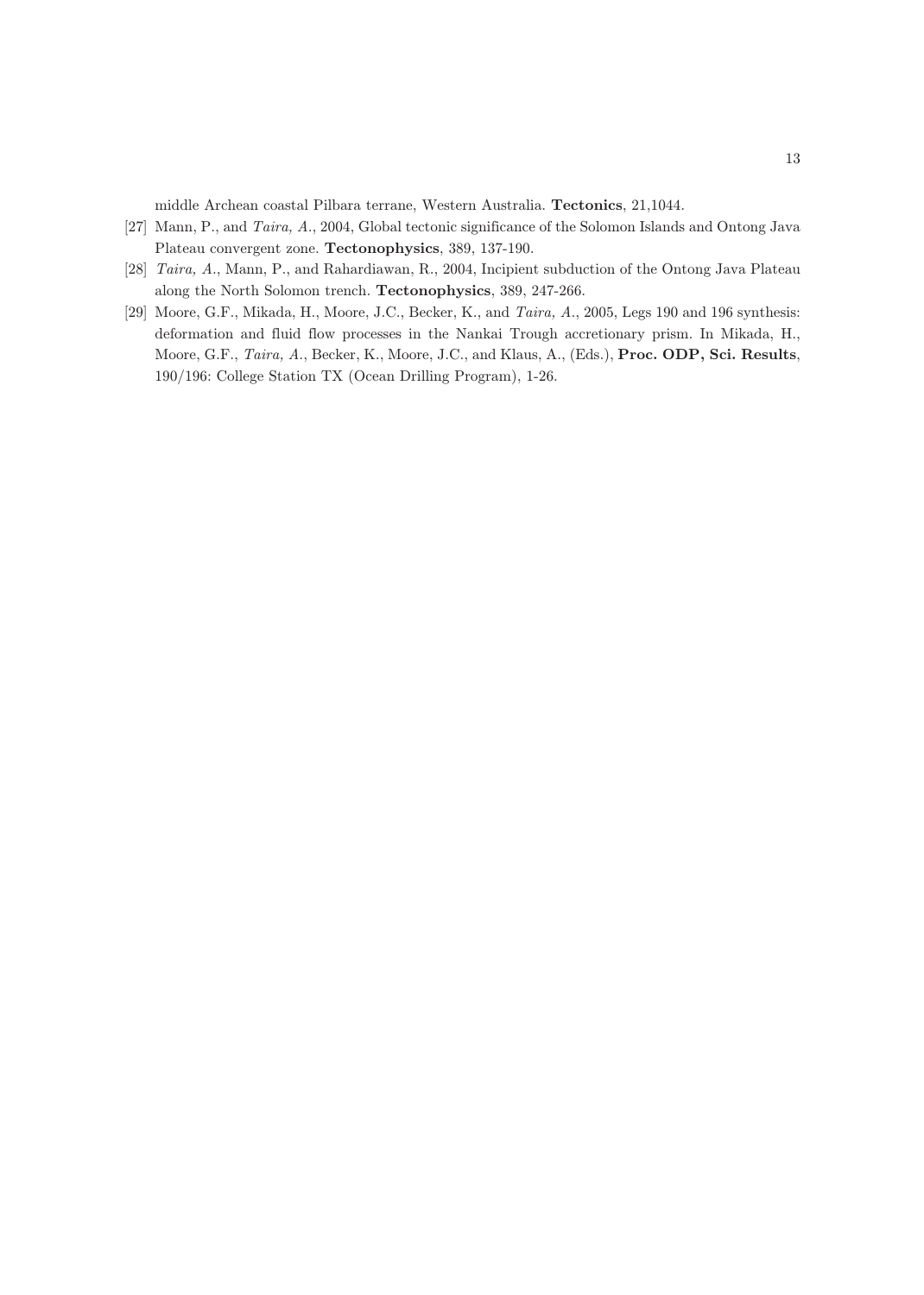middle Archean coastal Pilbara terrane, Western Australia. **Tectonics**, 21,1044.

[27] Mann, P., and *Taira, A.*, 2004, Global tectonic significance of the Solomon Islands and Ontong Java Plateau convergent zone. **Tectonophysics**, 389, 137-190.

[28] *Taira, A.*, Mann, P., and Rahardiawan, R., 2004, Incipient subduction of the Ontong Java Plateau along the North Solomon trench. **Tectonophysics**, 389, 247-266.

[29] Moore, G.F., Mikada, H., Moore, J.C., Becker, K., and *Taira, A.*, 2005, Legs 190 and 196 synthesis: deformation and fluid flow processes in the Nankai Trough accretionary prism. In Mikada, H., Moore, G.F., *Taira, A.*, Becker, K., Moore, J.C., and Klaus, A., (Eds.), **Proc. ODP, Sci. Results**, 190/196: College Station TX (Ocean Drilling Program), 1-26.